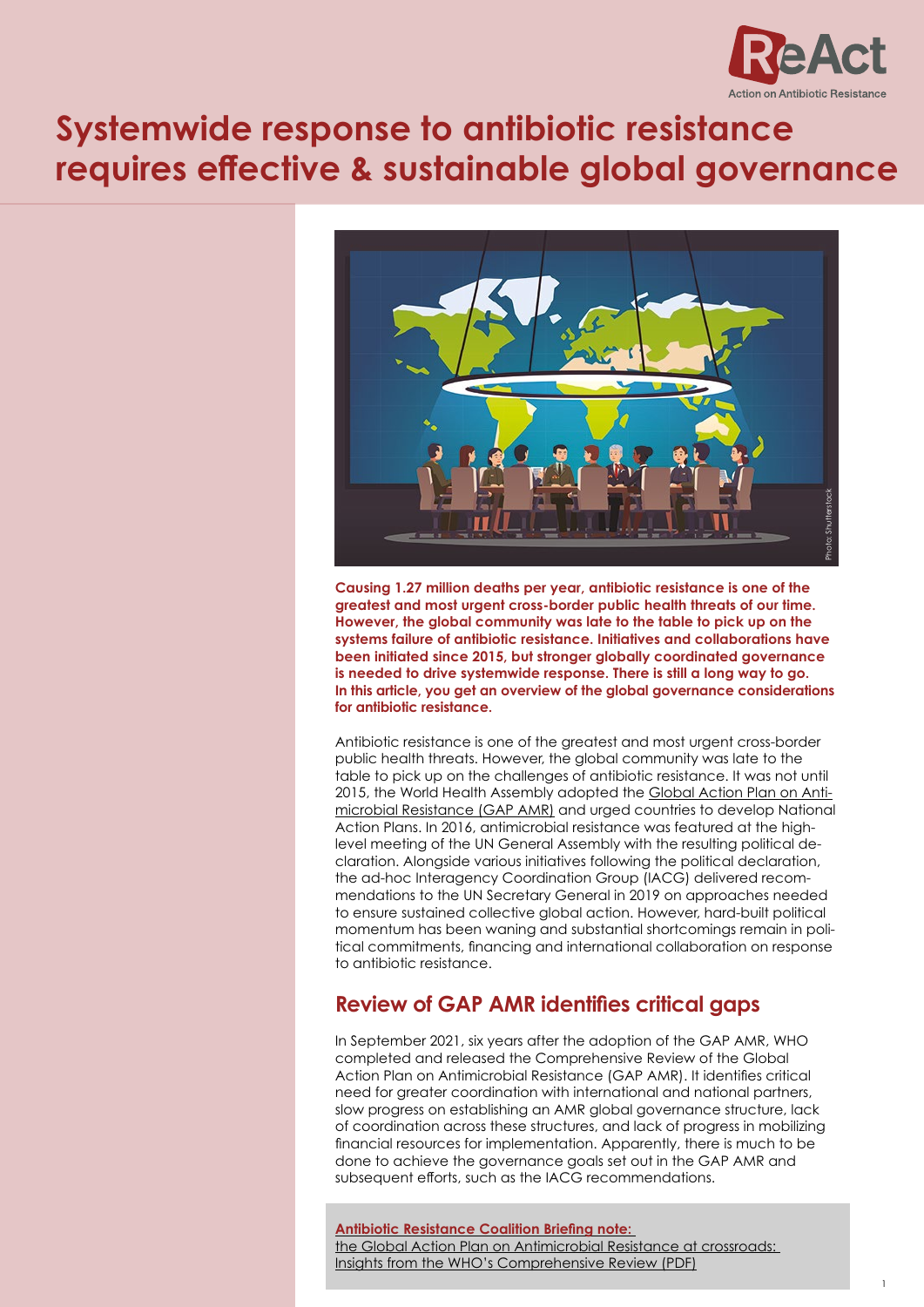# Systemwide response to antibiotic resistance requires effective & sustainable global governance

**Causing 1.27 million deaths per year, antibiotic resistance is one of the greatest and most urgent cross-border public health threats of our time. However, the global community was late to the table to pick up on the systems failure of antibiotic resistance. Initiatives and collaborations have been initiated since 2015, but stronger globally coordinated governance is needed to drive systemwide response. There is still a long way to go. In this article, you get an overview of the global governance considerations for antibiotic resistance.**

Antibiotic resistance is one of the greatest and most urgent cross-border public health threats. However, the global community was late to the table to pick up on the challenges of antibiotic resistance. It was not until 2015, the World Health Assembly adopted the Global Action Plan on Antimicrobial Resistance (GAP AMR) and urged countries to develop National Action Plans. In 2016, antimicrobial resistance was featured at the high-level meeting of the UN General Assembly with the resulting political declaration. Alongside various initiatives following the political declaration, the ad-hoc Interagency Coordination Group (IACG) delivered recommendations to the UN Secretary General in 2019 on approaches needed to ensure sustained collective global action. However, hard-built political momentum has been waning and substantial shortcomings remain in political commitments, financing and international collaboration on response to antibiotic resistance.

## Review of GAP AMR identifies critical gaps

In September 2021, six years after the adoption of the GAP AMR, WHO completed and released the Comprehensive Review of the Global Action Plan on Antimicrobial Resistance (GAP AMR). It identifies critical need for greater coordination with international and national partners, slow progress on establishing an AMR global governance structure, lack of coordination across these structures, and lack of progress in mobilizing financial resources for implementation. Apparently, there is much to be done to achieve the governance goals set out in the GAP AMR and subsequent efforts, such as the IACG recommendations.

**Antibiotic Resistance Coalition Briefing note:**
the Global Action Plan on Antimicrobial Resistance at crossroads: Insights from the WHO's Comprehensive Review (PDF)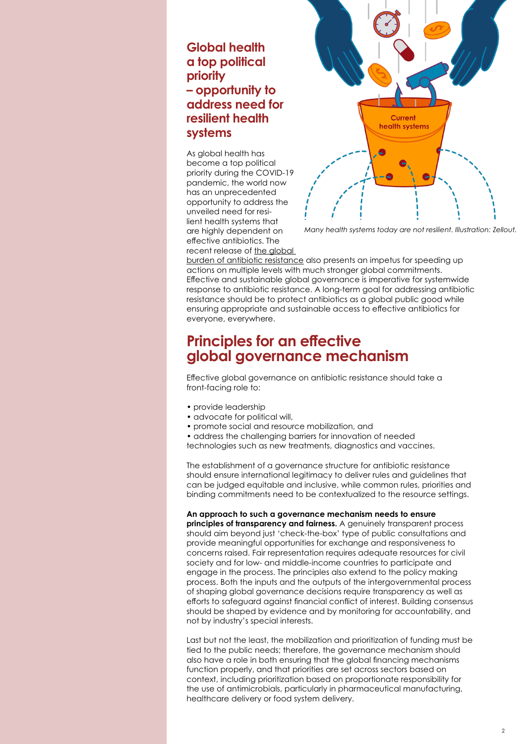## Global health a top political priority – opportunity to address need for resilient health systems

*Many health systems today are not resilient. Illustration: Zellout.*

As global health has become a top political priority during the COVID-19 pandemic, the world now has an unprecedented opportunity to address the unveiled need for resilient health systems that are highly dependent on effective antibiotics. The recent release of the global burden of antibiotic resistance also presents an impetus for speeding up actions on multiple levels with much stronger global commitments. Effective and sustainable global governance is imperative for systemwide response to antibiotic resistance. A long-term goal for addressing antibiotic resistance should be to protect antibiotics as a global public good while ensuring appropriate and sustainable access to effective antibiotics for everyone, everywhere.

# Principles for an effective global governance mechanism

Effective global governance on antibiotic resistance should take a front-facing role to:

- provide leadership
- advocate for political will,
- promote social and resource mobilization, and
- address the challenging barriers for innovation of needed technologies such as new treatments, diagnostics and vaccines.

The establishment of a governance structure for antibiotic resistance should ensure international legitimacy to deliver rules and guidelines that can be judged equitable and inclusive, while common rules, priorities and binding commitments need to be contextualized to the resource settings.

**An approach to such a governance mechanism needs to ensure principles of transparency and fairness.** A genuinely transparent process should aim beyond just 'check-the-box' type of public consultations and provide meaningful opportunities for exchange and responsiveness to concerns raised. Fair representation requires adequate resources for civil society and for low- and middle-income countries to participate and engage in the process. The principles also extend to the policy making process. Both the inputs and the outputs of the intergovernmental process of shaping global governance decisions require transparency as well as efforts to safeguard against financial conflict of interest. Building consensus should be shaped by evidence and by monitoring for accountability, and not by industry's special interests.

Last but not the least, the mobilization and prioritization of funding must be tied to the public needs; therefore, the governance mechanism should also have a role in both ensuring that the global financing mechanisms function properly, and that priorities are set across sectors based on context, including prioritization based on proportionate responsibility for the use of antimicrobials, particularly in pharmaceutical manufacturing, healthcare delivery or food system delivery.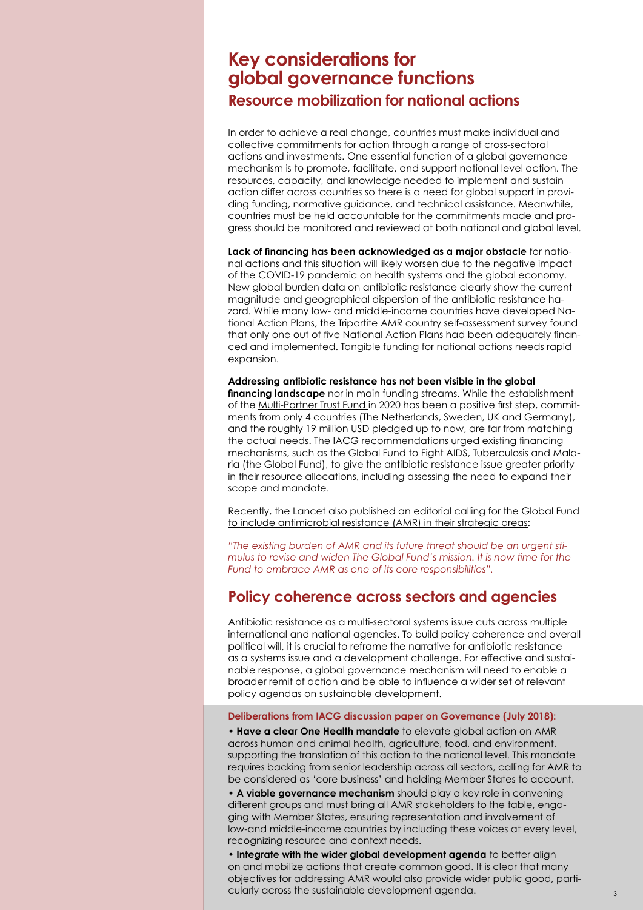# Key considerations for global governance functions

## Resource mobilization for national actions

In order to achieve a real change, countries must make individual and collective commitments for action through a range of cross-sectoral actions and investments. One essential function of a global governance mechanism is to promote, facilitate, and support national level action. The resources, capacity, and knowledge needed to implement and sustain action differ across countries so there is a need for global support in providing funding, normative guidance, and technical assistance. Meanwhile, countries must be held accountable for the commitments made and progress should be monitored and reviewed at both national and global level.

**Lack of financing has been acknowledged as a major obstacle** for national actions and this situation will likely worsen due to the negative impact of the COVID-19 pandemic on health systems and the global economy. New global burden data on antibiotic resistance clearly show the current magnitude and geographical dispersion of the antibiotic resistance hazard. While many low- and middle-income countries have developed National Action Plans, the Tripartite AMR country self-assessment survey found that only one out of five National Action Plans had been adequately financed and implemented. Tangible funding for national actions needs rapid expansion.

**Addressing antibiotic resistance has not been visible in the global financing landscape** nor in main funding streams. While the establishment of the Multi-Partner Trust Fund in 2020 has been a positive first step, commitments from only 4 countries (The Netherlands, Sweden, UK and Germany), and the roughly 19 million USD pledged up to now, are far from matching the actual needs. The IACG recommendations urged existing financing mechanisms, such as the Global Fund to Fight AIDS, Tuberculosis and Malaria (the Global Fund), to give the antibiotic resistance issue greater priority in their resource allocations, including assessing the need to expand their scope and mandate.

Recently, the Lancet also published an editorial calling for the Global Fund to include antimicrobial resistance (AMR) in their strategic areas:

*"The existing burden of AMR and its future threat should be an urgent stimulus to revise and widen The Global Fund's mission. It is now time for the Fund to embrace AMR as one of its core responsibilities".*

## Policy coherence across sectors and agencies

Antibiotic resistance as a multi-sectoral systems issue cuts across multiple international and national agencies. To build policy coherence and overall political will, it is crucial to reframe the narrative for antibiotic resistance as a systems issue and a development challenge. For effective and sustainable response, a global governance mechanism will need to enable a broader remit of action and be able to influence a wider set of relevant policy agendas on sustainable development.

**Deliberations from IACG discussion paper on Governance (July 2018):**

- **Have a clear One Health mandate** to elevate global action on AMR across human and animal health, agriculture, food, and environment, supporting the translation of this action to the national level. This mandate requires backing from senior leadership across all sectors, calling for AMR to be considered as 'core business' and holding Member States to account.
- **A viable governance mechanism** should play a key role in convening different groups and must bring all AMR stakeholders to the table, engaging with Member States, ensuring representation and involvement of low-and middle-income countries by including these voices at every level, recognizing resource and context needs.
- **Integrate with the wider global development agenda** to better align on and mobilize actions that create common good. It is clear that many objectives for addressing AMR would also provide wider public good, particularly across the sustainable development agenda.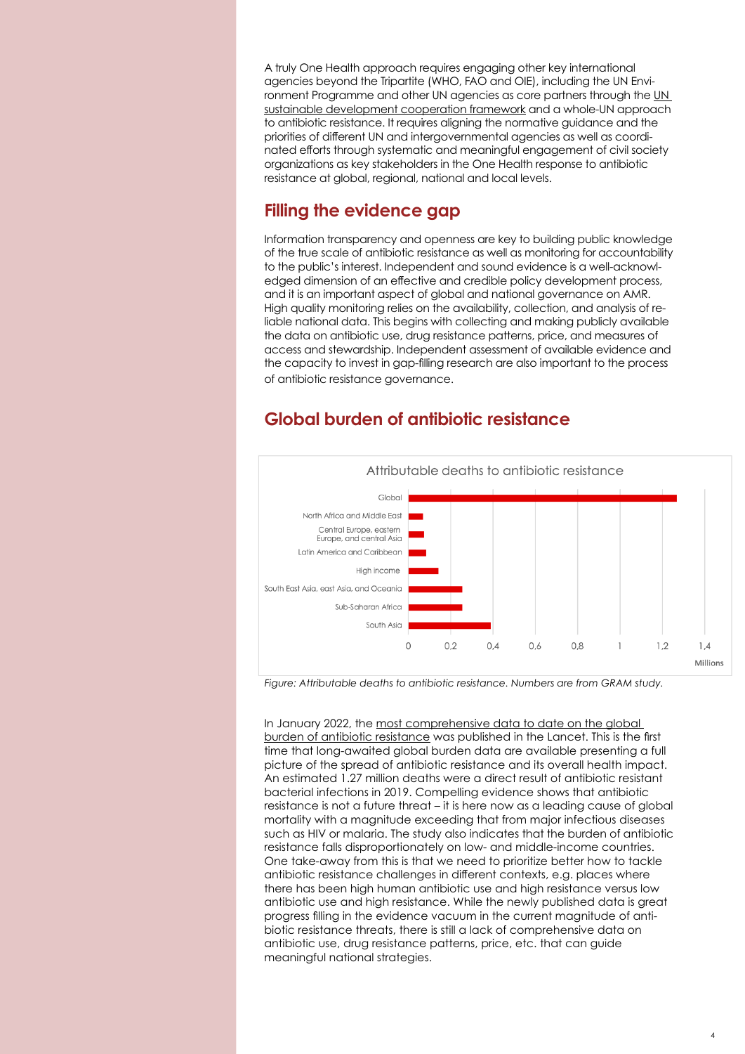A truly One Health approach requires engaging other key international agencies beyond the Tripartite (WHO, FAO and OIE), including the UN Environment Programme and other UN agencies as core partners through the UN sustainable development cooperation framework and a whole-UN approach to antibiotic resistance. It requires aligning the normative guidance and the priorities of different UN and intergovernmental agencies as well as coordinated efforts through systematic and meaningful engagement of civil society organizations as key stakeholders in the One Health response to antibiotic resistance at global, regional, national and local levels.

## Filling the evidence gap

Information transparency and openness are key to building public knowledge of the true scale of antibiotic resistance as well as monitoring for accountability to the public's interest. Independent and sound evidence is a well-acknowledged dimension of an effective and credible policy development process, and it is an important aspect of global and national governance on AMR. High quality monitoring relies on the availability, collection, and analysis of reliable national data. This begins with collecting and making publicly available the data on antibiotic use, drug resistance patterns, price, and measures of access and stewardship. Independent assessment of available evidence and the capacity to invest in gap-filling research are also important to the process of antibiotic resistance governance.

## Global burden of antibiotic resistance

Attributable deaths to antibiotic resistance

| Region | Attributable deaths (Millions, approx.) |
|---|---|
| Global | 1.27 |
| North Africa and Middle East | ~0.07 |
| Central Europe, eastern Europe, and central Asia | ~0.07 |
| Latin America and Caribbean | ~0.08 |
| High income | ~0.14 |
| South East Asia, east Asia, and Oceania | ~0.25 |
| Sub-Saharan Africa | ~0.25 |
| South Asia | ~0.39 |

*Figure: Attributable deaths to antibiotic resistance. Numbers are from GRAM study.*

In January 2022, the most comprehensive data to date on the global burden of antibiotic resistance was published in the Lancet. This is the first time that long-awaited global burden data are available presenting a full picture of the spread of antibiotic resistance and its overall health impact. An estimated 1.27 million deaths were a direct result of antibiotic resistant bacterial infections in 2019. Compelling evidence shows that antibiotic resistance is not a future threat – it is here now as a leading cause of global mortality with a magnitude exceeding that from major infectious diseases such as HIV or malaria. The study also indicates that the burden of antibiotic resistance falls disproportionately on low- and middle-income countries. One take-away from this is that we need to prioritize better how to tackle antibiotic resistance challenges in different contexts, e.g. places where there has been high human antibiotic use and high resistance versus low antibiotic use and high resistance. While the newly published data is great progress filling in the evidence vacuum in the current magnitude of antibiotic resistance threats, there is still a lack of comprehensive data on antibiotic use, drug resistance patterns, price, etc. that can guide meaningful national strategies.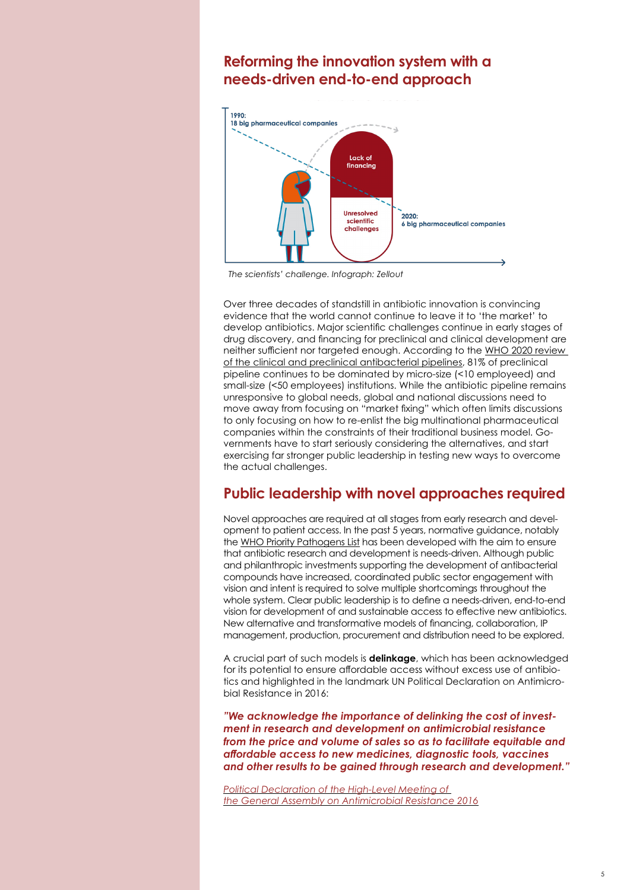## Reforming the innovation system with a needs-driven end-to-end approach

1990:
18 big pharmaceutical companies

Lack of financing

Unresolved scientific challenges

2020:
6 big pharmaceutical companies

*The scientists' challenge. Infograph: Zellout*

Over three decades of standstill in antibiotic innovation is convincing evidence that the world cannot continue to leave it to 'the market' to develop antibiotics. Major scientific challenges continue in early stages of drug discovery, and financing for preclinical and clinical development are neither sufficient nor targeted enough. According to the WHO 2020 review of the clinical and preclinical antibacterial pipelines, 81% of preclinical pipeline continues to be dominated by micro-size (<10 employeed) and small-size (<50 employees) institutions. While the antibiotic pipeline remains unresponsive to global needs, global and national discussions need to move away from focusing on "market fixing" which often limits discussions to only focusing on how to re-enlist the big multinational pharmaceutical companies within the constraints of their traditional business model. Governments have to start seriously considering the alternatives, and start exercising far stronger public leadership in testing new ways to overcome the actual challenges.

## Public leadership with novel approaches required

Novel approaches are required at all stages from early research and development to patient access. In the past 5 years, normative guidance, notably the WHO Priority Pathogens List has been developed with the aim to ensure that antibiotic research and development is needs-driven. Although public and philanthropic investments supporting the development of antibacterial compounds have increased, coordinated public sector engagement with vision and intent is required to solve multiple shortcomings throughout the whole system. Clear public leadership is to define a needs-driven, end-to-end vision for development of and sustainable access to effective new antibiotics. New alternative and transformative models of financing, collaboration, IP management, production, procurement and distribution need to be explored.

A crucial part of such models is **delinkage**, which has been acknowledged for its potential to ensure affordable access without excess use of antibiotics and highlighted in the landmark UN Political Declaration on Antimicrobial Resistance in 2016:

***"We acknowledge the importance of delinking the cost of investment in research and development on antimicrobial resistance from the price and volume of sales so as to facilitate equitable and affordable access to new medicines, diagnostic tools, vaccines and other results to be gained through research and development."***

*Political Declaration of the High-Level Meeting of the General Assembly on Antimicrobial Resistance 2016*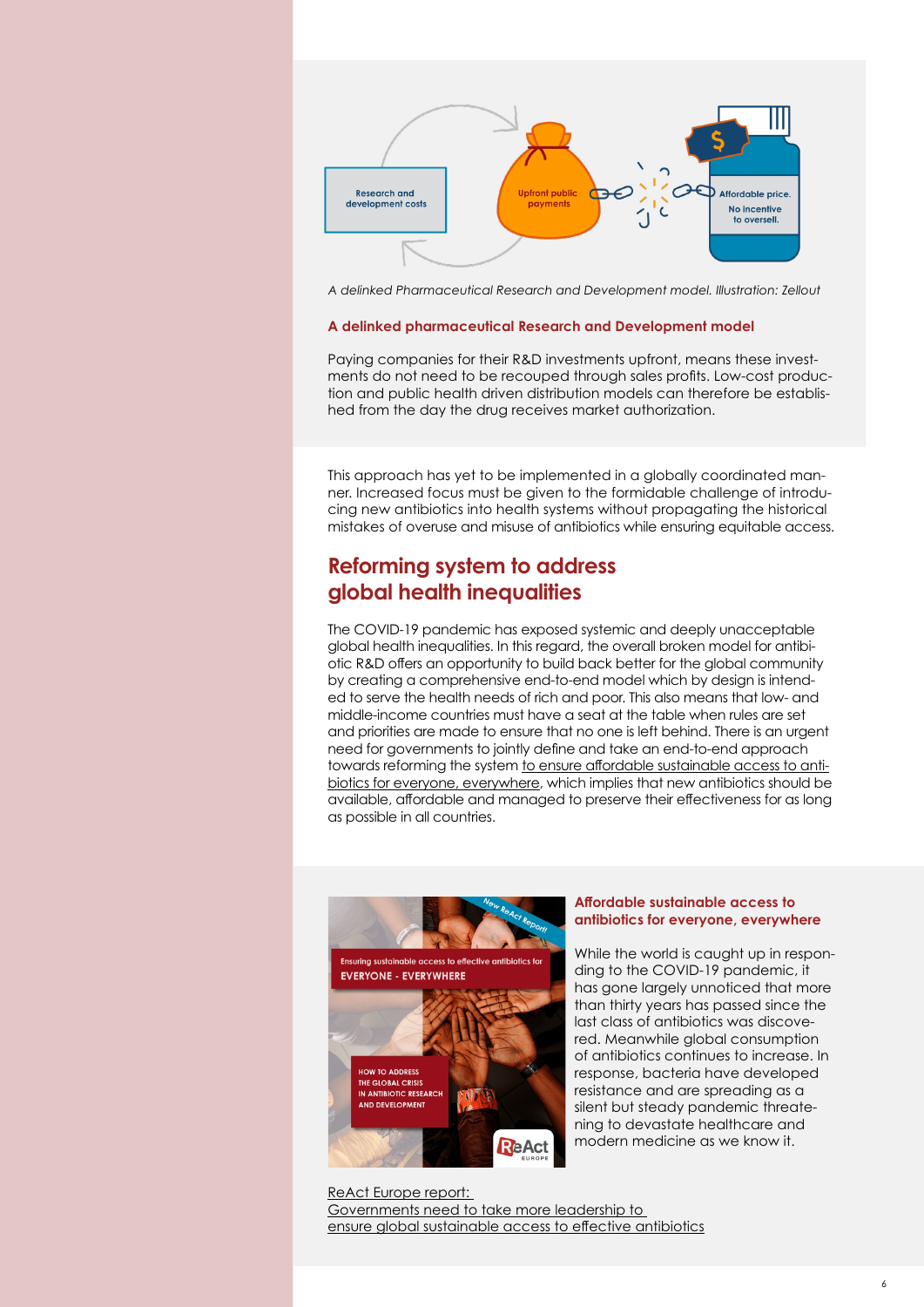Research and development costs

Upfront public payments

Affordable price. No incentive to oversell.

*A delinked Pharmaceutical Research and Development model. Illustration: Zellout*

**A delinked pharmaceutical Research and Development model**

Paying companies for their R&D investments upfront, means these investments do not need to be recouped through sales profits. Low-cost production and public health driven distribution models can therefore be established from the day the drug receives market authorization.

This approach has yet to be implemented in a globally coordinated manner. Increased focus must be given to the formidable challenge of introducing new antibiotics into health systems without propagating the historical mistakes of overuse and misuse of antibiotics while ensuring equitable access.

## Reforming system to address global health inequalities

The COVID-19 pandemic has exposed systemic and deeply unacceptable global health inequalities. In this regard, the overall broken model for antibiotic R&D offers an opportunity to build back better for the global community by creating a comprehensive end-to-end model which by design is intended to serve the health needs of rich and poor. This also means that low- and middle-income countries must have a seat at the table when rules are set and priorities are made to ensure that no one is left behind. There is an urgent need for governments to jointly define and take an end-to-end approach towards reforming the system to ensure affordable sustainable access to antibiotics for everyone, everywhere, which implies that new antibiotics should be available, affordable and managed to preserve their effectiveness for as long as possible in all countries.

New ReAct Report

Ensuring sustainable access to effective antibiotics for EVERYONE - EVERYWHERE

HOW TO ADDRESS THE GLOBAL CRISIS IN ANTIBIOTIC RESEARCH AND DEVELOPMENT

ReAct EUROPE

### Affordable sustainable access to antibiotics for everyone, everywhere

While the world is caught up in responding to the COVID-19 pandemic, it has gone largely unnoticed that more than thirty years has passed since the last class of antibiotics was discovered. Meanwhile global consumption of antibiotics continues to increase. In response, bacteria have developed resistance and are spreading as a silent but steady pandemic threatening to devastate healthcare and modern medicine as we know it.

ReAct Europe report:
Governments need to take more leadership to ensure global sustainable access to effective antibiotics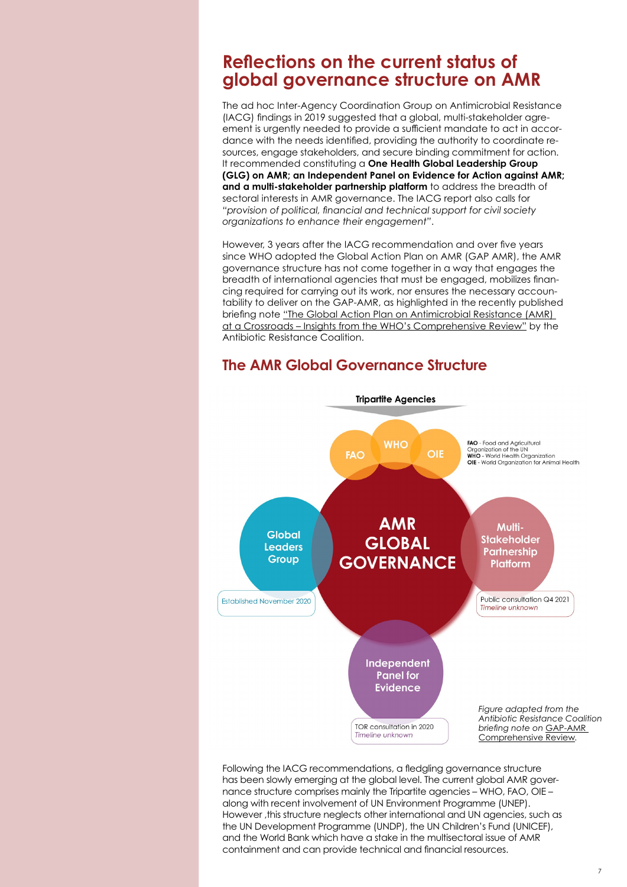## Reflections on the current status of global governance structure on AMR

The ad hoc Inter-Agency Coordination Group on Antimicrobial Resistance (IACG) findings in 2019 suggested that a global, multi-stakeholder agreement is urgently needed to provide a sufficient mandate to act in accordance with the needs identified, providing the authority to coordinate resources, engage stakeholders, and secure binding commitment for action. It recommended constituting a **One Health Global Leadership Group (GLG) on AMR; an Independent Panel on Evidence for Action against AMR; and a multi-stakeholder partnership platform** to address the breadth of sectoral interests in AMR governance. The IACG report also calls for *"provision of political, financial and technical support for civil society organizations to enhance their engagement"*.

However, 3 years after the IACG recommendation and over five years since WHO adopted the Global Action Plan on AMR (GAP AMR), the AMR governance structure has not come together in a way that engages the breadth of international agencies that must be engaged, mobilizes financing required for carrying out its work, nor ensures the necessary accountability to deliver on the GAP-AMR, as highlighted in the recently published briefing note "The Global Action Plan on Antimicrobial Resistance (AMR) at a Crossroads – Insights from the WHO's Comprehensive Review" by the Antibiotic Resistance Coalition.

## The AMR Global Governance Structure

**Tripartite Agencies**

FAO | WHO | OIE

**FAO** - Food and Agricultural Organization of the UN
**WHO** - World Health Organization
**OIE** - World Organization for Animal Health

**AMR GLOBAL GOVERNANCE**

- **Global Leaders Group** — Established November 2020
- **Multi-Stakeholder Partnership Platform** — Public consultation Q4 2021, *Timeline unknown*
- **Independent Panel for Evidence** — TOR consultation in 2020, *Timeline unknown*

*Figure adapted from the Antibiotic Resistance Coalition briefing note on GAP-AMR Comprehensive Review.*

Following the IACG recommendations, a fledgling governance structure has been slowly emerging at the global level. The current global AMR governance structure comprises mainly the Tripartite agencies – WHO, FAO, OIE – along with recent involvement of UN Environment Programme (UNEP). However ,this structure neglects other international and UN agencies, such as the UN Development Programme (UNDP), the UN Children's Fund (UNICEF), and the World Bank which have a stake in the multisectoral issue of AMR containment and can provide technical and financial resources.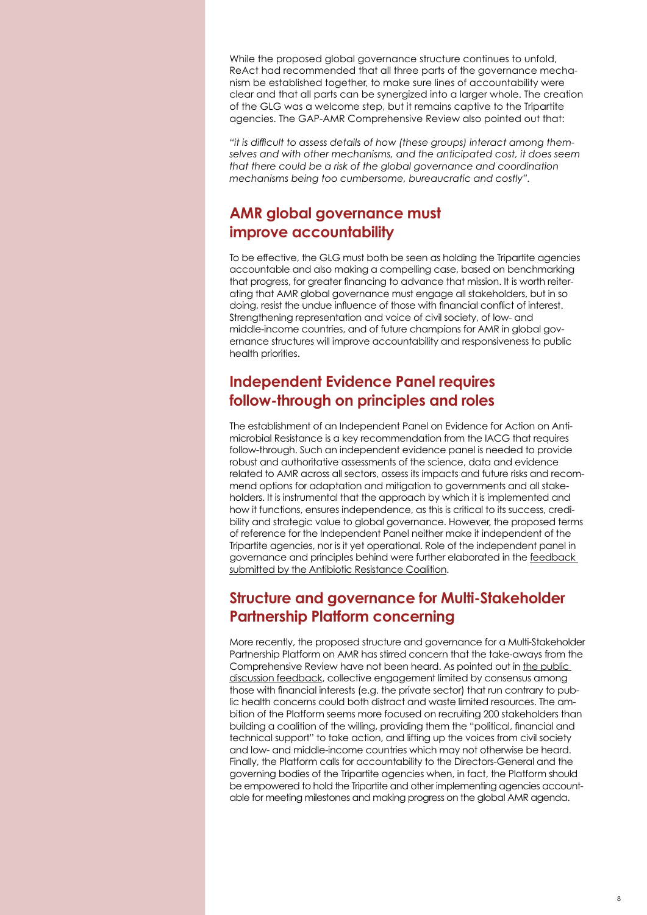While the proposed global governance structure continues to unfold, ReAct had recommended that all three parts of the governance mechanism be established together, to make sure lines of accountability were clear and that all parts can be synergized into a larger whole. The creation of the GLG was a welcome step, but it remains captive to the Tripartite agencies. The GAP-AMR Comprehensive Review also pointed out that:

*"it is difficult to assess details of how (these groups) interact among themselves and with other mechanisms, and the anticipated cost, it does seem that there could be a risk of the global governance and coordination mechanisms being too cumbersome, bureaucratic and costly".*

## AMR global governance must improve accountability

To be effective, the GLG must both be seen as holding the Tripartite agencies accountable and also making a compelling case, based on benchmarking that progress, for greater financing to advance that mission. It is worth reiterating that AMR global governance must engage all stakeholders, but in so doing, resist the undue influence of those with financial conflict of interest. Strengthening representation and voice of civil society, of low- and middle-income countries, and of future champions for AMR in global governance structures will improve accountability and responsiveness to public health priorities.

## Independent Evidence Panel requires follow-through on principles and roles

The establishment of an Independent Panel on Evidence for Action on Antimicrobial Resistance is a key recommendation from the IACG that requires follow-through. Such an independent evidence panel is needed to provide robust and authoritative assessments of the science, data and evidence related to AMR across all sectors, assess its impacts and future risks and recommend options for adaptation and mitigation to governments and all stakeholders. It is instrumental that the approach by which it is implemented and how it functions, ensures independence, as this is critical to its success, credibility and strategic value to global governance. However, the proposed terms of reference for the Independent Panel neither make it independent of the Tripartite agencies, nor is it yet operational. Role of the independent panel in governance and principles behind were further elaborated in the feedback submitted by the Antibiotic Resistance Coalition.

## Structure and governance for Multi-Stakeholder Partnership Platform concerning

More recently, the proposed structure and governance for a Multi-Stakeholder Partnership Platform on AMR has stirred concern that the take-aways from the Comprehensive Review have not been heard. As pointed out in the public discussion feedback, collective engagement limited by consensus among those with financial interests (e.g. the private sector) that run contrary to public health concerns could both distract and waste limited resources. The ambition of the Platform seems more focused on recruiting 200 stakeholders than building a coalition of the willing, providing them the "political, financial and technical support" to take action, and lifting up the voices from civil society and low- and middle-income countries which may not otherwise be heard. Finally, the Platform calls for accountability to the Directors-General and the governing bodies of the Tripartite agencies when, in fact, the Platform should be empowered to hold the Tripartite and other implementing agencies accountable for meeting milestones and making progress on the global AMR agenda.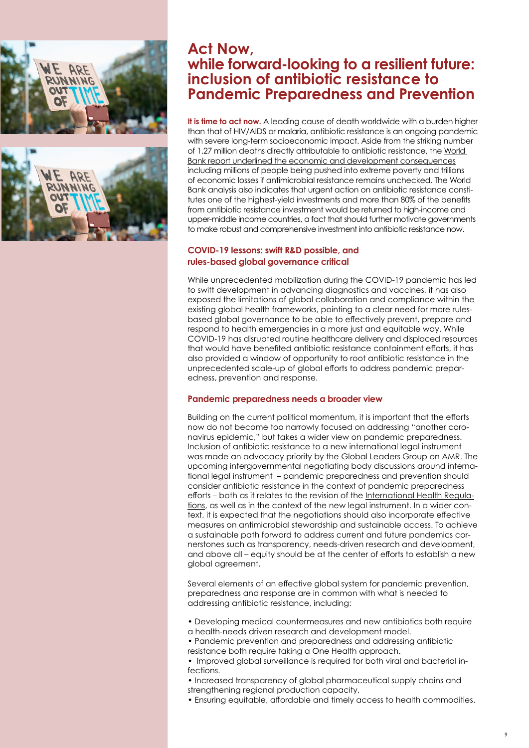# Act Now, while forward-looking to a resilient future: inclusion of antibiotic resistance to Pandemic Preparedness and Prevention

**It is time to act now.** A leading cause of death worldwide with a burden higher than that of HIV/AIDS or malaria, antibiotic resistance is an ongoing pandemic with severe long-term socioeconomic impact. Aside from the striking number of 1.27 million deaths directly attributable to antibiotic resistance, the World Bank report underlined the economic and development consequences including millions of people being pushed into extreme poverty and trillions of economic losses if antimicrobial resistance remains unchecked. The World Bank analysis also indicates that urgent action on antibiotic resistance constitutes one of the highest-yield investments and more than 80% of the benefits from antibiotic resistance investment would be returned to high-income and upper-middle income countries, a fact that should further motivate governments to make robust and comprehensive investment into antibiotic resistance now.

### COVID-19 lessons: swift R&D possible, and rules-based global governance critical

While unprecedented mobilization during the COVID-19 pandemic has led to swift development in advancing diagnostics and vaccines, it has also exposed the limitations of global collaboration and compliance within the existing global health frameworks, pointing to a clear need for more rules-based global governance to be able to effectively prevent, prepare and respond to health emergencies in a more just and equitable way. While COVID-19 has disrupted routine healthcare delivery and displaced resources that would have benefited antibiotic resistance containment efforts, it has also provided a window of opportunity to root antibiotic resistance in the unprecedented scale-up of global efforts to address pandemic preparedness, prevention and response.

### Pandemic preparedness needs a broader view

Building on the current political momentum, it is important that the efforts now do not become too narrowly focused on addressing "another coronavirus epidemic," but takes a wider view on pandemic preparedness. Inclusion of antibiotic resistance to a new international legal instrument was made an advocacy priority by the Global Leaders Group on AMR. The upcoming intergovernmental negotiating body discussions around international legal instrument – pandemic preparedness and prevention should consider antibiotic resistance in the context of pandemic preparedness efforts – both as it relates to the revision of the International Health Regulations, as well as in the context of the new legal instrument. In a wider context, it is expected that the negotiations should also incorporate effective measures on antimicrobial stewardship and sustainable access. To achieve a sustainable path forward to address current and future pandemics cornerstones such as transparency, needs-driven research and development, and above all – equity should be at the center of efforts to establish a new global agreement.

Several elements of an effective global system for pandemic prevention, preparedness and response are in common with what is needed to addressing antibiotic resistance, including:

- Developing medical countermeasures and new antibiotics both require a health-needs driven research and development model.
- Pandemic prevention and preparedness and addressing antibiotic resistance both require taking a One Health approach.
- Improved global surveillance is required for both viral and bacterial infections.
- Increased transparency of global pharmaceutical supply chains and strengthening regional production capacity.
- Ensuring equitable, affordable and timely access to health commodities.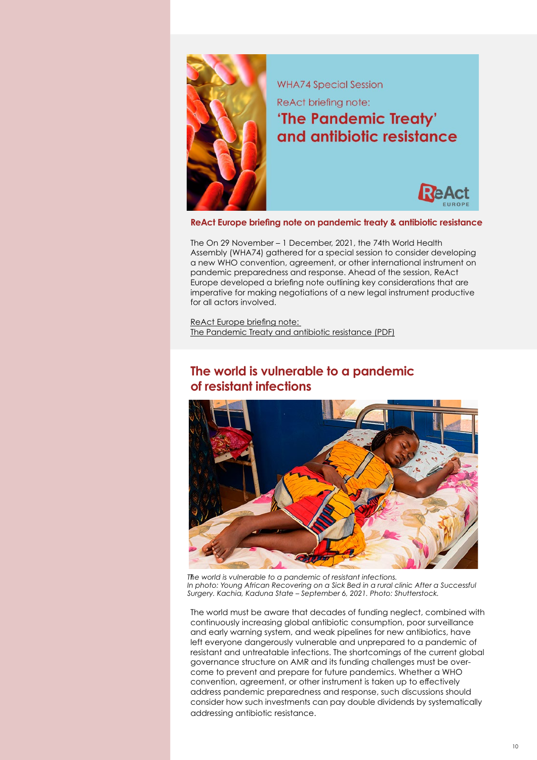WHA74 Special Session

ReAct briefing note:

**'The Pandemic Treaty' and antibiotic resistance**

**ReAct Europe briefing note on pandemic treaty & antibiotic resistance**

The On 29 November – 1 December, 2021, the 74th World Health Assembly (WHA74) gathered for a special session to consider developing a new WHO convention, agreement, or other international instrument on pandemic preparedness and response. Ahead of the session, ReAct Europe developed a briefing note outlining key considerations that are imperative for making negotiations of a new legal instrument productive for all actors involved.

ReAct Europe briefing note:
The Pandemic Treaty and antibiotic resistance (PDF)

## The world is vulnerable to a pandemic of resistant infections

*The world is vulnerable to a pandemic of resistant infections.*
*In photo: Young African Recovering on a Sick Bed in a rural clinic After a Successful Surgery. Kachia, Kaduna State – September 6, 2021. Photo: Shutterstock.*

The world must be aware that decades of funding neglect, combined with continuously increasing global antibiotic consumption, poor surveillance and early warning system, and weak pipelines for new antibiotics, have left everyone dangerously vulnerable and unprepared to a pandemic of resistant and untreatable infections. The shortcomings of the current global governance structure on AMR and its funding challenges must be overcome to prevent and prepare for future pandemics. Whether a WHO convention, agreement, or other instrument is taken up to effectively address pandemic preparedness and response, such discussions should consider how such investments can pay double dividends by systematically addressing antibiotic resistance.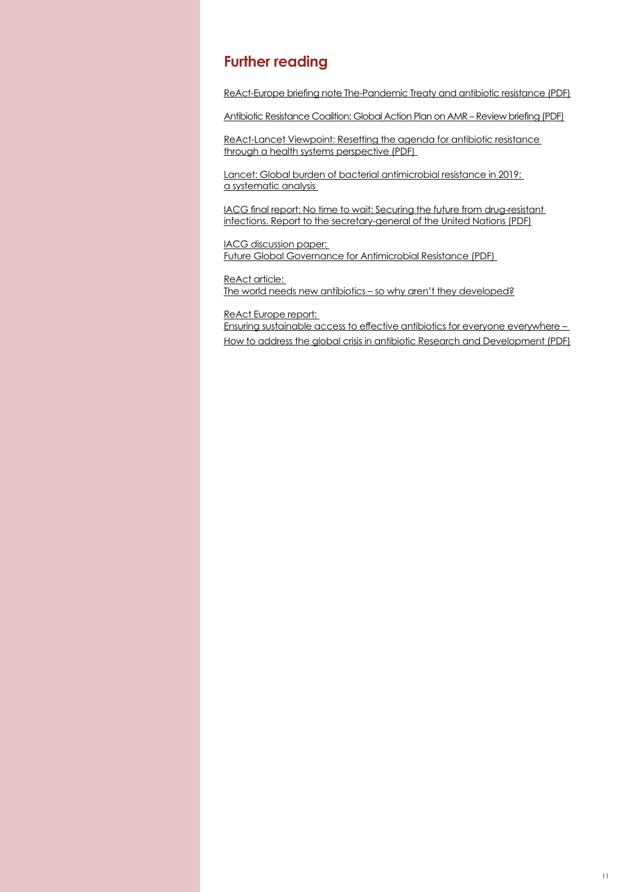## Further reading

ReAct-Europe briefing note The-Pandemic Treaty and antibiotic resistance (PDF)

Antibiotic Resistance Coalition: Global Action Plan on AMR – Review briefing (PDF)

ReAct-Lancet Viewpoint: Resetting the agenda for antibiotic resistance through a health systems perspective (PDF)

Lancet: Global burden of bacterial antimicrobial resistance in 2019: a systematic analysis

IACG final report: No time to wait: Securing the future from drug-resistant infections. Report to the secretary-general of the United Nations (PDF)

IACG discussion paper:
Future Global Governance for Antimicrobial Resistance (PDF)

ReAct article:
The world needs new antibiotics – so why aren't they developed?

ReAct Europe report:
Ensuring sustainable access to effective antibiotics for everyone everywhere – How to address the global crisis in antibiotic Research and Development (PDF)